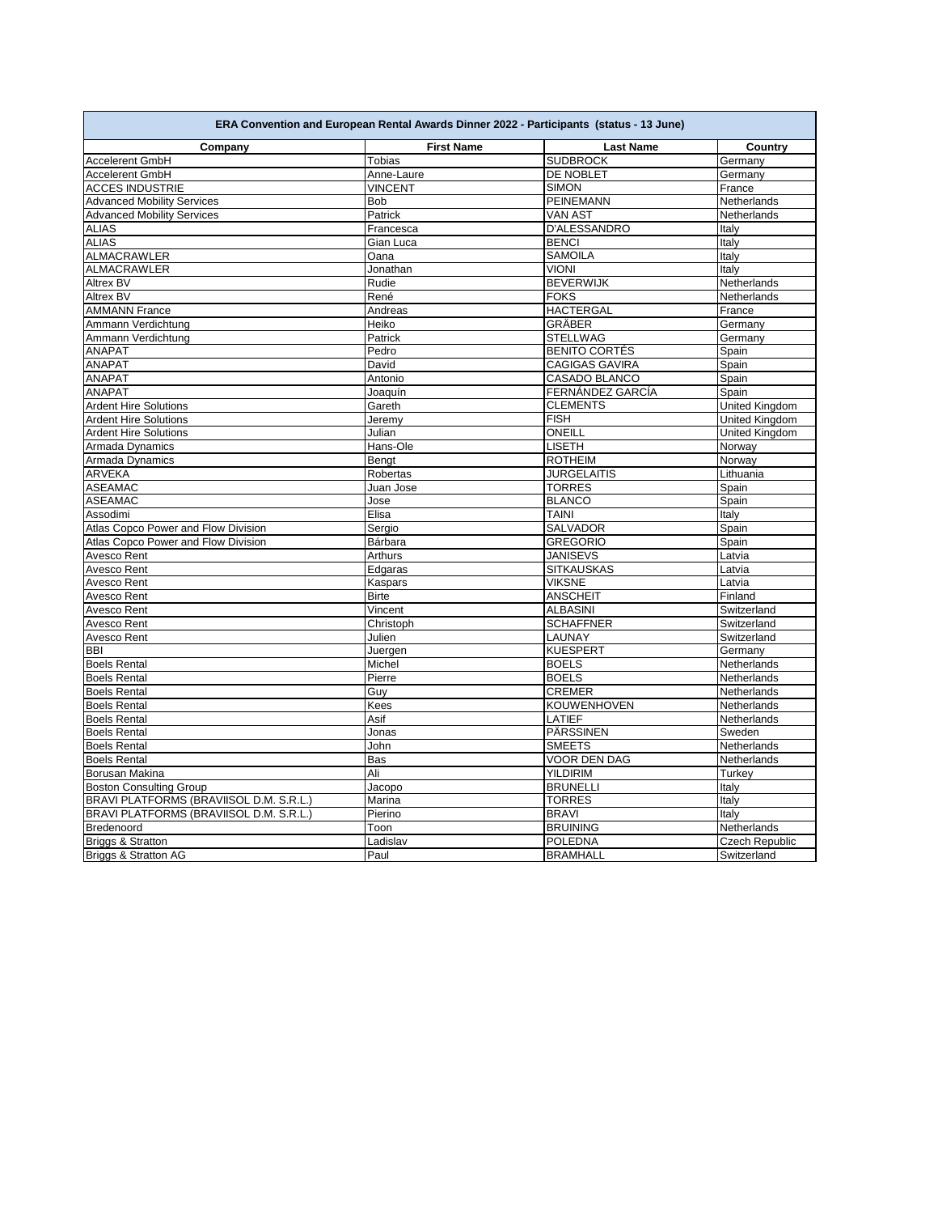| ERA Convention and European Rental Awards Dinner 2022 - Participants (status - 13 June) | | | |
|---|---|---|---|
| **Company** | **First Name** | **Last Name** | **Country** |
| Accelerent GmbH | Tobias | SUDBROCK | Germany |
| Accelerent GmbH | Anne-Laure | DE NOBLET | Germany |
| ACCES INDUSTRIE | VINCENT | SIMON | France |
| Advanced Mobility Services | Bob | PEINEMANN | Netherlands |
| Advanced Mobility Services | Patrick | VAN AST | Netherlands |
| ALIAS | Francesca | D'ALESSANDRO | Italy |
| ALIAS | Gian Luca | BENCI | Italy |
| ALMACRAWLER | Oana | SAMOILA | Italy |
| ALMACRAWLER | Jonathan | VIONI | Italy |
| Altrex BV | Rudie | BEVERWIJK | Netherlands |
| Altrex BV | René | FOKS | Netherlands |
| AMMANN France | Andreas | HACTERGAL | France |
| Ammann Verdichtung | Heiko | GRÄBER | Germany |
| Ammann Verdichtung | Patrick | STELLWAG | Germany |
| ANAPAT | Pedro | BENITO CORTÉS | Spain |
| ANAPAT | David | CAGIGAS GAVIRA | Spain |
| ANAPAT | Antonio | CASADO BLANCO | Spain |
| ANAPAT | Joaquín | FERNÁNDEZ GARCÍA | Spain |
| Ardent Hire Solutions | Gareth | CLEMENTS | United Kingdom |
| Ardent Hire Solutions | Jeremy | FISH | United Kingdom |
| Ardent Hire Solutions | Julian | ONEILL | United Kingdom |
| Armada Dynamics | Hans-Ole | LISETH | Norway |
| Armada Dynamics | Bengt | ROTHEIM | Norway |
| ARVEKA | Robertas | JURGELAITIS | Lithuania |
| ASEAMAC | Juan Jose | TORRES | Spain |
| ASEAMAC | Jose | BLANCO | Spain |
| Assodimi | Elisa | TAINI | Italy |
| Atlas Copco Power and Flow Division | Sergio | SALVADOR | Spain |
| Atlas Copco Power and Flow Division | Bárbara | GREGORIO | Spain |
| Avesco Rent | Arthurs | JANISEVS | Latvia |
| Avesco Rent | Edgaras | SITKAUSKAS | Latvia |
| Avesco Rent | Kaspars | VIKSNE | Latvia |
| Avesco Rent | Birte | ANSCHEIT | Finland |
| Avesco Rent | Vincent | ALBASINI | Switzerland |
| Avesco Rent | Christoph | SCHAFFNER | Switzerland |
| Avesco Rent | Julien | LAUNAY | Switzerland |
| BBI | Juergen | KUESPERT | Germany |
| Boels Rental | Michel | BOELS | Netherlands |
| Boels Rental | Pierre | BOELS | Netherlands |
| Boels Rental | Guy | CREMER | Netherlands |
| Boels Rental | Kees | KOUWENHOVEN | Netherlands |
| Boels Rental | Asif | LATIEF | Netherlands |
| Boels Rental | Jonas | PÄRSSINEN | Sweden |
| Boels Rental | John | SMEETS | Netherlands |
| Boels Rental | Bas | VOOR DEN DAG | Netherlands |
| Borusan Makina | Ali | YILDIRIM | Turkey |
| Boston Consulting Group | Jacopo | BRUNELLI | Italy |
| BRAVI PLATFORMS (BRAVIISOL D.M. S.R.L.) | Marina | TORRES | Italy |
| BRAVI PLATFORMS (BRAVIISOL D.M. S.R.L.) | Pierino | BRAVI | Italy |
| Bredenoord | Toon | BRUINING | Netherlands |
| Briggs & Stratton | Ladislav | POLEDNA | Czech Republic |
| Briggs & Stratton AG | Paul | BRAMHALL | Switzerland |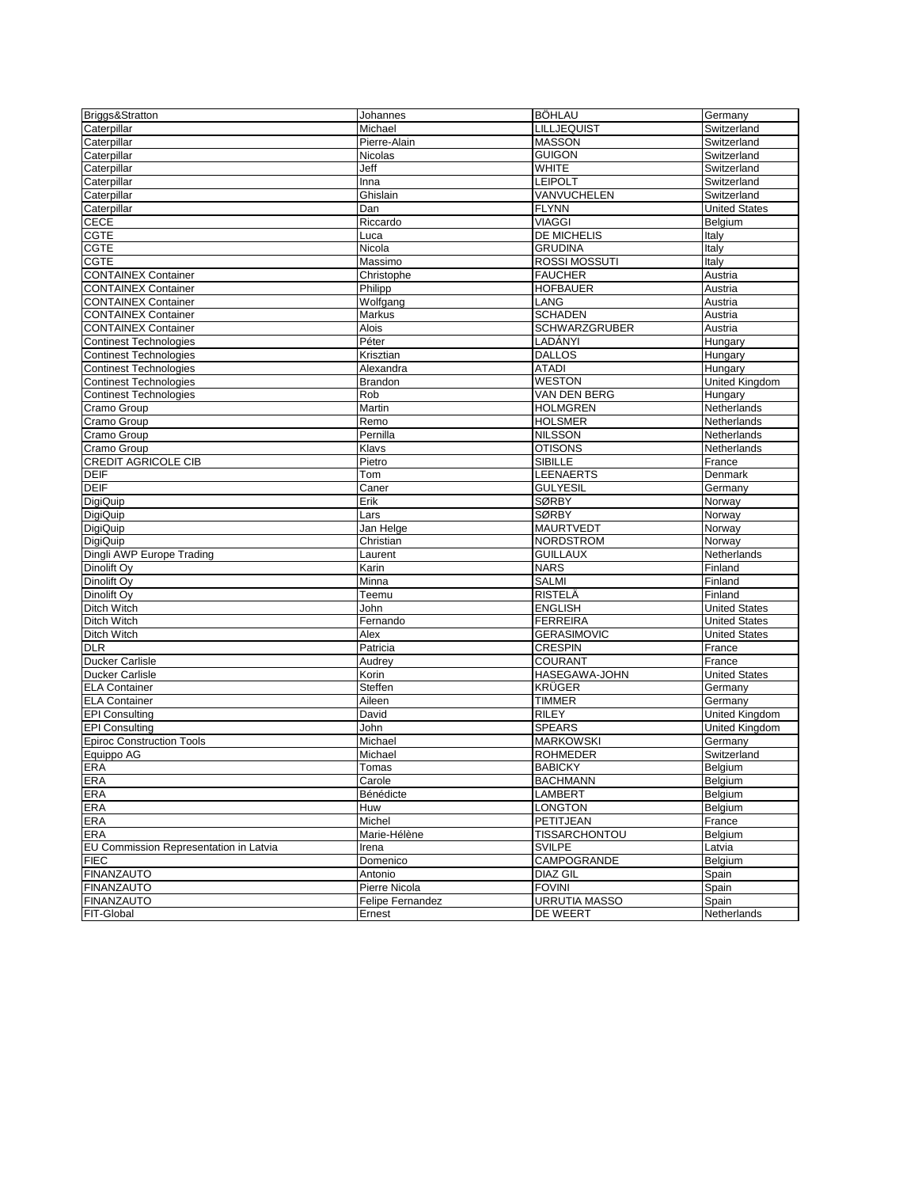| | | | |
|---|---|---|---|
| Briggs&Stratton | Johannes | BÖHLAU | Germany |
| Caterpillar | Michael | LILLJEQUIST | Switzerland |
| Caterpillar | Pierre-Alain | MASSON | Switzerland |
| Caterpillar | Nicolas | GUIGON | Switzerland |
| Caterpillar | Jeff | WHITE | Switzerland |
| Caterpillar | Inna | LEIPOLT | Switzerland |
| Caterpillar | Ghislain | VANVUCHELEN | Switzerland |
| Caterpillar | Dan | FLYNN | United States |
| CECE | Riccardo | VIAGGI | Belgium |
| CGTE | Luca | DE MICHELIS | Italy |
| CGTE | Nicola | GRUDINA | Italy |
| CGTE | Massimo | ROSSI MOSSUTI | Italy |
| CONTAINEX Container | Christophe | FAUCHER | Austria |
| CONTAINEX Container | Philipp | HOFBAUER | Austria |
| CONTAINEX Container | Wolfgang | LANG | Austria |
| CONTAINEX Container | Markus | SCHADEN | Austria |
| CONTAINEX Container | Alois | SCHWARZGRUBER | Austria |
| Continest Technologies | Péter | LADÁNYI | Hungary |
| Continest Technologies | Krisztian | DALLOS | Hungary |
| Continest Technologies | Alexandra | ATADI | Hungary |
| Continest Technologies | Brandon | WESTON | United Kingdom |
| Continest Technologies | Rob | VAN DEN BERG | Hungary |
| Cramo Group | Martin | HOLMGREN | Netherlands |
| Cramo Group | Remo | HOLSMER | Netherlands |
| Cramo Group | Pernilla | NILSSON | Netherlands |
| Cramo Group | Klavs | OTISONS | Netherlands |
| CREDIT AGRICOLE CIB | Pietro | SIBILLE | France |
| DEIF | Tom | LEENAERTS | Denmark |
| DEIF | Caner | GULYESIL | Germany |
| DigiQuip | Erik | SØRBY | Norway |
| DigiQuip | Lars | SØRBY | Norway |
| DigiQuip | Jan Helge | MAURTVEDT | Norway |
| DigiQuip | Christian | NORDSTROM | Norway |
| Dingli AWP Europe Trading | Laurent | GUILLAUX | Netherlands |
| Dinolift Oy | Karin | NARS | Finland |
| Dinolift Oy | Minna | SALMI | Finland |
| Dinolift Oy | Teemu | RISTELÄ | Finland |
| Ditch Witch | John | ENGLISH | United States |
| Ditch Witch | Fernando | FERREIRA | United States |
| Ditch Witch | Alex | GERASIMOVIC | United States |
| DLR | Patricia | CRESPIN | France |
| Ducker Carlisle | Audrey | COURANT | France |
| Ducker Carlisle | Korin | HASEGAWA-JOHN | United States |
| ELA Container | Steffen | KRÜGER | Germany |
| ELA Container | Aileen | TIMMER | Germany |
| EPI Consulting | David | RILEY | United Kingdom |
| EPI Consulting | John | SPEARS | United Kingdom |
| Epiroc Construction Tools | Michael | MARKOWSKI | Germany |
| Equippo AG | Michael | ROHMEDER | Switzerland |
| ERA | Tomas | BABICKY | Belgium |
| ERA | Carole | BACHMANN | Belgium |
| ERA | Bénédicte | LAMBERT | Belgium |
| ERA | Huw | LONGTON | Belgium |
| ERA | Michel | PETITJEAN | France |
| ERA | Marie-Hélène | TISSARCHONTOU | Belgium |
| EU Commission Representation in Latvia | Irena | SVILPE | Latvia |
| FIEC | Domenico | CAMPOGRANDE | Belgium |
| FINANZAUTO | Antonio | DIAZ GIL | Spain |
| FINANZAUTO | Pierre Nicola | FOVINI | Spain |
| FINANZAUTO | Felipe Fernandez | URRUTIA MASSO | Spain |
| FIT-Global | Ernest | DE WEERT | Netherlands |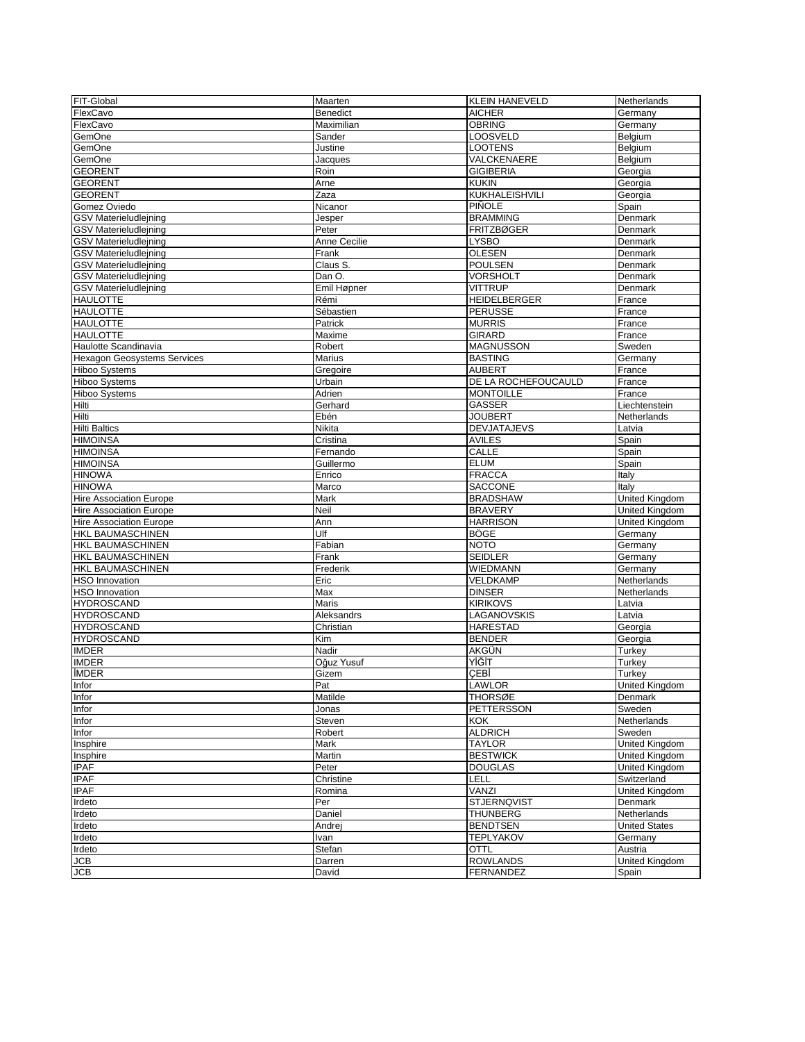| FIT-Global | Maarten | KLEIN HANEVELD | Netherlands |
|---|---|---|---|
| FlexCavo | Benedict | AICHER | Germany |
| FlexCavo | Maximilian | OBRING | Germany |
| GemOne | Sander | LOOSVELD | Belgium |
| GemOne | Justine | LOOTENS | Belgium |
| GemOne | Jacques | VALCKENAERE | Belgium |
| GEORENT | Roin | GIGIBERIA | Georgia |
| GEORENT | Arne | KUKIN | Georgia |
| GEORENT | Zaza | KUKHALEISHVILI | Georgia |
| Gomez Oviedo | Nicanor | PIÑOLE | Spain |
| GSV Materieludlejning | Jesper | BRAMMING | Denmark |
| GSV Materieludlejning | Peter | FRITZBØGER | Denmark |
| GSV Materieludlejning | Anne Cecilie | LYSBO | Denmark |
| GSV Materieludlejning | Frank | OLESEN | Denmark |
| GSV Materieludlejning | Claus S. | POULSEN | Denmark |
| GSV Materieludlejning | Dan O. | VORSHOLT | Denmark |
| GSV Materieludlejning | Emil Høpner | VITTRUP | Denmark |
| HAULOTTE | Rémi | HEIDELBERGER | France |
| HAULOTTE | Sébastien | PERUSSE | France |
| HAULOTTE | Patrick | MURRIS | France |
| HAULOTTE | Maxime | GIRARD | France |
| Haulotte Scandinavia | Robert | MAGNUSSON | Sweden |
| Hexagon Geosystems Services | Marius | BASTING | Germany |
| Hiboo Systems | Gregoire | AUBERT | France |
| Hiboo Systems | Urbain | DE LA ROCHEFOUCAULD | France |
| Hiboo Systems | Adrien | MONTOILLE | France |
| Hilti | Gerhard | GASSER | Liechtenstein |
| Hilti | Ebén | JOUBERT | Netherlands |
| Hilti Baltics | Nikita | DEVJATAJEVS | Latvia |
| HIMOINSA | Cristina | AVILES | Spain |
| HIMOINSA | Fernando | CALLE | Spain |
| HIMOINSA | Guillermo | ELUM | Spain |
| HINOWA | Enrico | FRACCA | Italy |
| HINOWA | Marco | SACCONE | Italy |
| Hire Association Europe | Mark | BRADSHAW | United Kingdom |
| Hire Association Europe | Neil | BRAVERY | United Kingdom |
| Hire Association Europe | Ann | HARRISON | United Kingdom |
| HKL BAUMASCHINEN | Ulf | BÖGE | Germany |
| HKL BAUMASCHINEN | Fabian | NOTO | Germany |
| HKL BAUMASCHINEN | Frank | SEIDLER | Germany |
| HKL BAUMASCHINEN | Frederik | WIEDMANN | Germany |
| HSO Innovation | Eric | VELDKAMP | Netherlands |
| HSO Innovation | Max | DINSER | Netherlands |
| HYDROSCAND | Maris | KIRIKOVS | Latvia |
| HYDROSCAND | Aleksandrs | LAGANOVSKIS | Latvia |
| HYDROSCAND | Christian | HARESTAD | Georgia |
| HYDROSCAND | Kim | BENDER | Georgia |
| IMDER | Nadir | AKGÜN | Turkey |
| IMDER | Oğuz Yusuf | YİĞİT | Turkey |
| İMDER | Gizem | ÇEBİ | Turkey |
| Infor | Pat | LAWLOR | United Kingdom |
| Infor | Matilde | THORSØE | Denmark |
| Infor | Jonas | PETTERSSON | Sweden |
| Infor | Steven | KOK | Netherlands |
| Infor | Robert | ALDRICH | Sweden |
| Insphire | Mark | TAYLOR | United Kingdom |
| Insphire | Martin | BESTWICK | United Kingdom |
| IPAF | Peter | DOUGLAS | United Kingdom |
| IPAF | Christine | LELL | Switzerland |
| IPAF | Romina | VANZI | United Kingdom |
| Irdeto | Per | STJERNQVIST | Denmark |
| Irdeto | Daniel | THUNBERG | Netherlands |
| Irdeto | Andrej | BENDTSEN | United States |
| Irdeto | Ivan | TEPLYAKOV | Germany |
| Irdeto | Stefan | OTTL | Austria |
| JCB | Darren | ROWLANDS | United Kingdom |
| JCB | David | FERNANDEZ | Spain |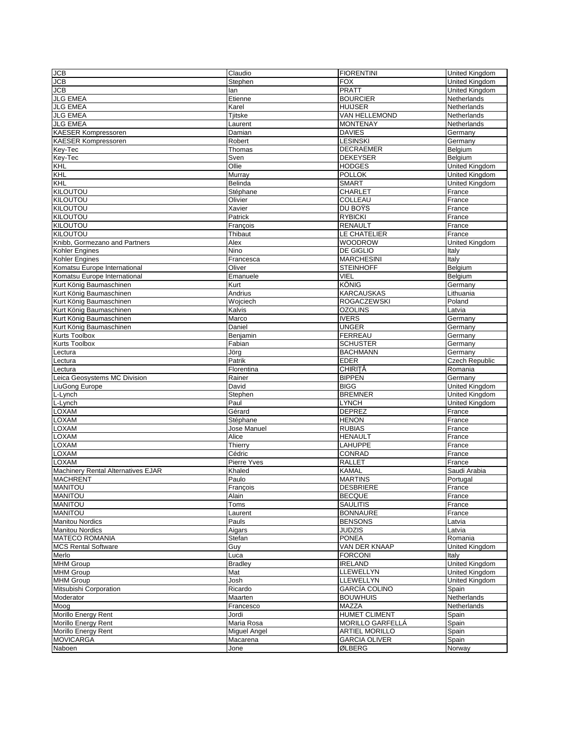| JCB | Claudio | FIORENTINI | United Kingdom |
|---|---|---|---|
| JCB | Stephen | FOX | United Kingdom |
| JCB | Ian | PRATT | United Kingdom |
| JLG EMEA | Etienne | BOURCIER | Netherlands |
| JLG EMEA | Karel | HUIJSER | Netherlands |
| JLG EMEA | Tjitske | VAN HELLEMOND | Netherlands |
| JLG EMEA | Laurent | MONTENAY | Netherlands |
| KAESER Kompressoren | Damian | DAVIES | Germany |
| KAESER Kompressoren | Robert | LESINSKI | Germany |
| Key-Tec | Thomas | DECRAEMER | Belgium |
| Key-Tec | Sven | DEKEYSER | Belgium |
| KHL | Ollie | HODGES | United Kingdom |
| KHL | Murray | POLLOK | United Kingdom |
| KHL | Belinda | SMART | United Kingdom |
| KILOUTOU | Stéphane | CHARLET | France |
| KILOUTOU | Olivier | COLLEAU | France |
| KILOUTOU | Xavier | DU BOŸS | France |
| KILOUTOU | Patrick | RYBICKI | France |
| KILOUTOU | François | RENAULT | France |
| KILOUTOU | Thibaut | LE CHATELIER | France |
| Knibb, Gormezano and Partners | Alex | WOODROW | United Kingdom |
| Kohler Engines | Nino | DE GIGLIO | Italy |
| Kohler Engines | Francesca | MARCHESINI | Italy |
| Komatsu Europe International | Oliver | STEINHOFF | Belgium |
| Komatsu Europe International | Emanuele | VIEL | Belgium |
| Kurt König Baumaschinen | Kurt | KÖNIG | Germany |
| Kurt König Baumaschinen | Andrius | KARCAUSKAS | Lithuania |
| Kurt König Baumaschinen | Wojciech | ROGACZEWSKI | Poland |
| Kurt König Baumaschinen | Kalvis | OZOLINS | Latvia |
| Kurt König Baumaschinen | Marco | IVERS | Germany |
| Kurt König Baumaschinen | Daniel | UNGER | Germany |
| Kurts Toolbox | Benjamin | FERREAU | Germany |
| Kurts Toolbox | Fabian | SCHUSTER | Germany |
| Lectura | Jörg | BACHMANN | Germany |
| Lectura | Patrik | EDER | Czech Republic |
| Lectura | Florentina | CHIRIȚĂ | Romania |
| Leica Geosystems MC Division | Rainer | BIPPEN | Germany |
| LiuGong Europe | David | BIGG | United Kingdom |
| L-Lynch | Stephen | BREMNER | United Kingdom |
| L-Lynch | Paul | LYNCH | United Kingdom |
| LOXAM | Gérard | DEPREZ | France |
| LOXAM | Stéphane | HENON | France |
| LOXAM | Jose Manuel | RUBIAS | France |
| LOXAM | Alice | HENAULT | France |
| LOXAM | Thierry | LAHUPPE | France |
| LOXAM | Cédric | CONRAD | France |
| LOXAM | Pierre Yves | RALLET | France |
| Machinery Rental Alternatives EJAR | Khaled | KAMAL | Saudi Arabia |
| MACHRENT | Paulo | MARTINS | Portugal |
| MANITOU | François | DESBRIERE | France |
| MANITOU | Alain | BECQUE | France |
| MANITOU | Toms | SAULITIS | France |
| MANITOU | Laurent | BONNAURE | France |
| Manitou Nordics | Pauls | BENSONS | Latvia |
| Manitou Nordics | Aigars | JUDZIS | Latvia |
| MATECO ROMANIA | Stefan | PONEA | Romania |
| MCS Rental Software | Guy | VAN DER KNAAP | United Kingdom |
| Merlo | Luca | FORCONI | Italy |
| MHM Group | Bradley | IRELAND | United Kingdom |
| MHM Group | Mat | LLEWELLYN | United Kingdom |
| MHM Group | Josh | LLEWELLYN | United Kingdom |
| Mitsubishi Corporation | Ricardo | GARCÍA COLINO | Spain |
| Moderator | Maarten | BOUWHUIS | Netherlands |
| Moog | Francesco | MAZZA | Netherlands |
| Morillo Energy Rent | Jordi | HUMET CLIMENT | Spain |
| Morillo Energy Rent | Maria Rosa | MORILLO GARFELLÁ | Spain |
| Morillo Energy Rent | Miguel Angel | ARTIEL MORILLO | Spain |
| MOVICARGA | Macarena | GARCIA OLIVER | Spain |
| Naboen | Jone | ØLBERG | Norway |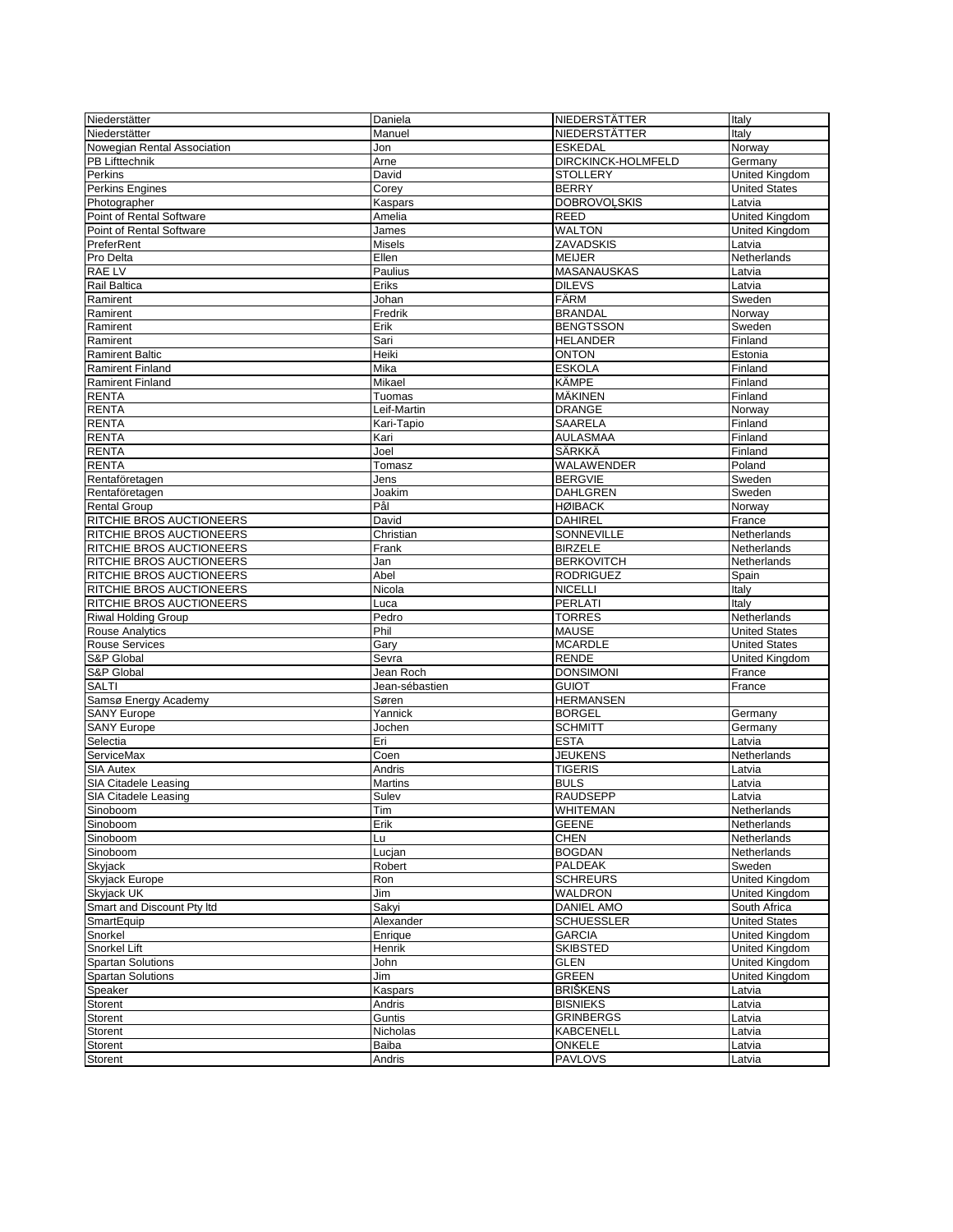| Niederstätter | Daniela | NIEDERSTÄTTER | Italy |
|---|---|---|---|
| Niederstätter | Manuel | NIEDERSTÄTTER | Italy |
| Nowegian Rental Association | Jon | ESKEDAL | Norway |
| PB Lifttechnik | Arne | DIRCKINCK-HOLMFELD | Germany |
| Perkins | David | STOLLERY | United Kingdom |
| Perkins Engines | Corey | BERRY | United States |
| Photographer | Kaspars | DOBROVOĻSKIS | Latvia |
| Point of Rental Software | Amelia | REED | United Kingdom |
| Point of Rental Software | James | WALTON | United Kingdom |
| PreferRent | Misels | ZAVADSKIS | Latvia |
| Pro Delta | Ellen | MEIJER | Netherlands |
| RAE LV | Paulius | MASANAUSKAS | Latvia |
| Rail Baltica | Eriks | DILEVS | Latvia |
| Ramirent | Johan | FÄRM | Sweden |
| Ramirent | Fredrik | BRANDAL | Norway |
| Ramirent | Erik | BENGTSSON | Sweden |
| Ramirent | Sari | HELANDER | Finland |
| Ramirent Baltic | Heiki | ONTON | Estonia |
| Ramirent Finland | Mika | ESKOLA | Finland |
| Ramirent Finland | Mikael | KÄMPE | Finland |
| RENTA | Tuomas | MÄKINEN | Finland |
| RENTA | Leif-Martin | DRANGE | Norway |
| RENTA | Kari-Tapio | SAARELA | Finland |
| RENTA | Kari | AULASMAA | Finland |
| RENTA | Joel | SÄRKKÄ | Finland |
| RENTA | Tomasz | WALAWENDER | Poland |
| Rentaföretagen | Jens | BERGVIE | Sweden |
| Rentaföretagen | Joakim | DAHLGREN | Sweden |
| Rental Group | Pål | HØIBACK | Norway |
| RITCHIE BROS AUCTIONEERS | David | DAHIREL | France |
| RITCHIE BROS AUCTIONEERS | Christian | SONNEVILLE | Netherlands |
| RITCHIE BROS AUCTIONEERS | Frank | BIRZELE | Netherlands |
| RITCHIE BROS AUCTIONEERS | Jan | BERKOVITCH | Netherlands |
| RITCHIE BROS AUCTIONEERS | Abel | RODRIGUEZ | Spain |
| RITCHIE BROS AUCTIONEERS | Nicola | NICELLI | Italy |
| RITCHIE BROS AUCTIONEERS | Luca | PERLATI | Italy |
| Riwal Holding Group | Pedro | TORRES | Netherlands |
| Rouse Analytics | Phil | MAUSE | United States |
| Rouse Services | Gary | MCARDLE | United States |
| S&P Global | Sevra | RENDE | United Kingdom |
| S&P Global | Jean Roch | DONSIMONI | France |
| SALTI | Jean-sébastien | GUIOT | France |
| Samsø Energy Academy | Søren | HERMANSEN | |
| SANY Europe | Yannick | BORGEL | Germany |
| SANY Europe | Jochen | SCHMITT | Germany |
| Selectia | Eri | ESTA | Latvia |
| ServiceMax | Coen | JEUKENS | Netherlands |
| SIA Autex | Andris | TIGERIS | Latvia |
| SIA Citadele Leasing | Martins | BULS | Latvia |
| SIA Citadele Leasing | Sulev | RAUDSEPP | Latvia |
| Sinoboom | Tim | WHITEMAN | Netherlands |
| Sinoboom | Erik | GEENE | Netherlands |
| Sinoboom | Lu | CHEN | Netherlands |
| Sinoboom | Lucjan | BOGDAN | Netherlands |
| Skyjack | Robert | PALDEAK | Sweden |
| Skyjack Europe | Ron | SCHREURS | United Kingdom |
| Skyjack UK | Jim | WALDRON | United Kingdom |
| Smart and Discount Pty ltd | Sakyi | DANIEL AMO | South Africa |
| SmartEquip | Alexander | SCHUESSLER | United States |
| Snorkel | Enrique | GARCIA | United Kingdom |
| Snorkel Lift | Henrik | SKIBSTED | United Kingdom |
| Spartan Solutions | John | GLEN | United Kingdom |
| Spartan Solutions | Jim | GREEN | United Kingdom |
| Speaker | Kaspars | BRIŠKENS | Latvia |
| Storent | Andris | BISNIEKS | Latvia |
| Storent | Guntis | GRINBERGS | Latvia |
| Storent | Nicholas | KABCENELL | Latvia |
| Storent | Baiba | ONKELE | Latvia |
| Storent | Andris | PAVLOVS | Latvia |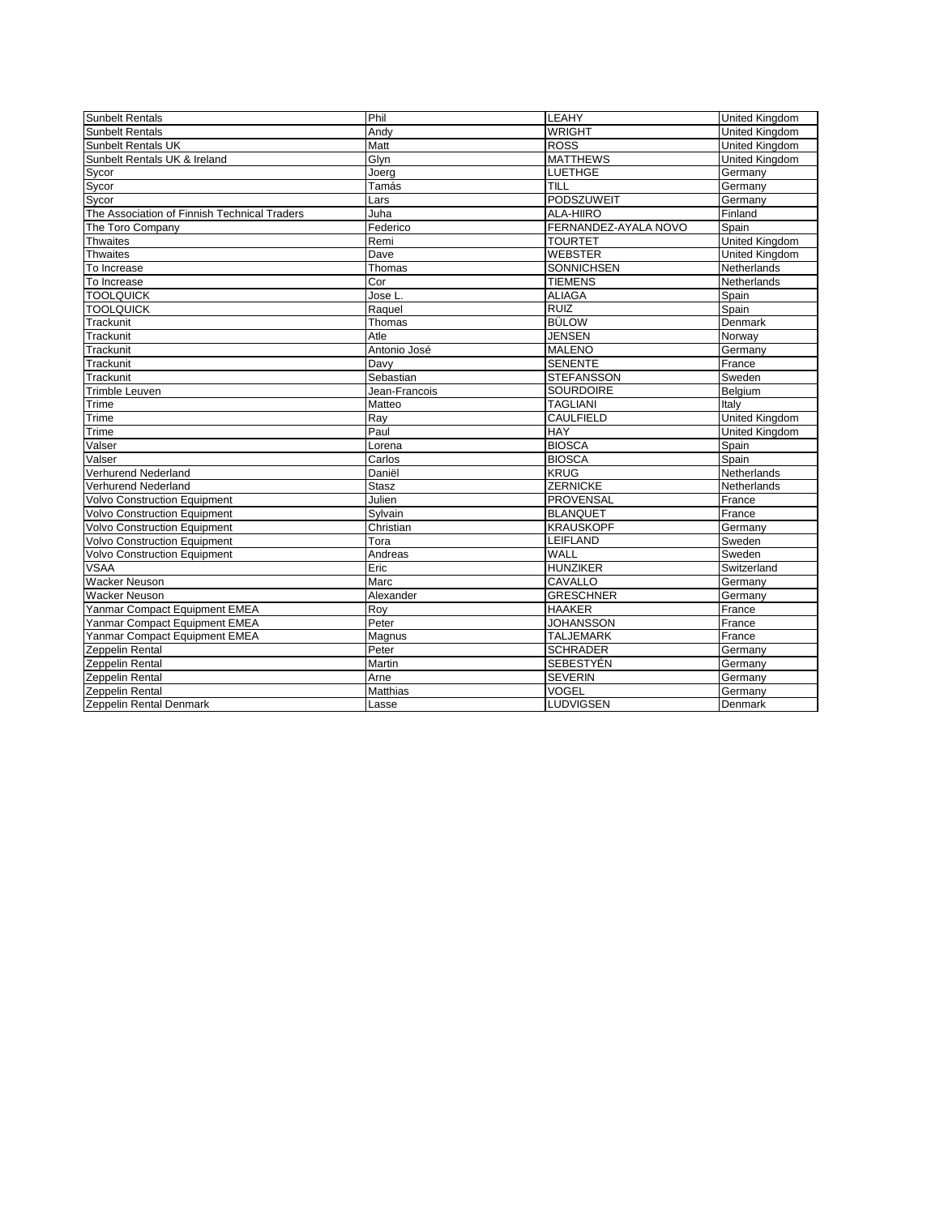| | | | |
|---|---|---|---|
| Sunbelt Rentals | Phil | LEAHY | United Kingdom |
| Sunbelt Rentals | Andy | WRIGHT | United Kingdom |
| Sunbelt Rentals UK | Matt | ROSS | United Kingdom |
| Sunbelt Rentals UK & Ireland | Glyn | MATTHEWS | United Kingdom |
| Sycor | Joerg | LUETHGE | Germany |
| Sycor | Tamás | TILL | Germany |
| Sycor | Lars | PODSZUWEIT | Germany |
| The Association of Finnish Technical Traders | Juha | ALA-HIIRO | Finland |
| The Toro Company | Federico | FERNANDEZ-AYALA NOVO | Spain |
| Thwaites | Remi | TOURTET | United Kingdom |
| Thwaites | Dave | WEBSTER | United Kingdom |
| To Increase | Thomas | SONNICHSEN | Netherlands |
| To Increase | Cor | TIEMENS | Netherlands |
| TOOLQUICK | Jose L. | ALIAGA | Spain |
| TOOLQUICK | Raquel | RUIZ | Spain |
| Trackunit | Thomas | BÜLOW | Denmark |
| Trackunit | Atle | JENSEN | Norway |
| Trackunit | Antonio José | MALENO | Germany |
| Trackunit | Davy | SENENTE | France |
| Trackunit | Sebastian | STEFANSSON | Sweden |
| Trimble Leuven | Jean-Francois | SOURDOIRE | Belgium |
| Trime | Matteo | TAGLIANI | Italy |
| Trime | Ray | CAULFIELD | United Kingdom |
| Trime | Paul | HAY | United Kingdom |
| Valser | Lorena | BIOSCA | Spain |
| Valser | Carlos | BIOSCA | Spain |
| Verhurend Nederland | Daniël | KRUG | Netherlands |
| Verhurend Nederland | Stasz | ZERNICKE | Netherlands |
| Volvo Construction Equipment | Julien | PROVENSAL | France |
| Volvo Construction Equipment | Sylvain | BLANQUET | France |
| Volvo Construction Equipment | Christian | KRAUSKOPF | Germany |
| Volvo Construction Equipment | Tora | LEIFLAND | Sweden |
| Volvo Construction Equipment | Andreas | WALL | Sweden |
| VSAA | Eric | HUNZIKER | Switzerland |
| Wacker Neuson | Marc | CAVALLO | Germany |
| Wacker Neuson | Alexander | GRESCHNER | Germany |
| Yanmar Compact Equipment EMEA | Roy | HAAKER | France |
| Yanmar Compact Equipment EMEA | Peter | JOHANSSON | France |
| Yanmar Compact Equipment EMEA | Magnus | TALJEMARK | France |
| Zeppelin Rental | Peter | SCHRADER | Germany |
| Zeppelin Rental | Martin | SEBESTYÉN | Germany |
| Zeppelin Rental | Arne | SEVERIN | Germany |
| Zeppelin Rental | Matthias | VOGEL | Germany |
| Zeppelin Rental Denmark | Lasse | LUDVIGSEN | Denmark |